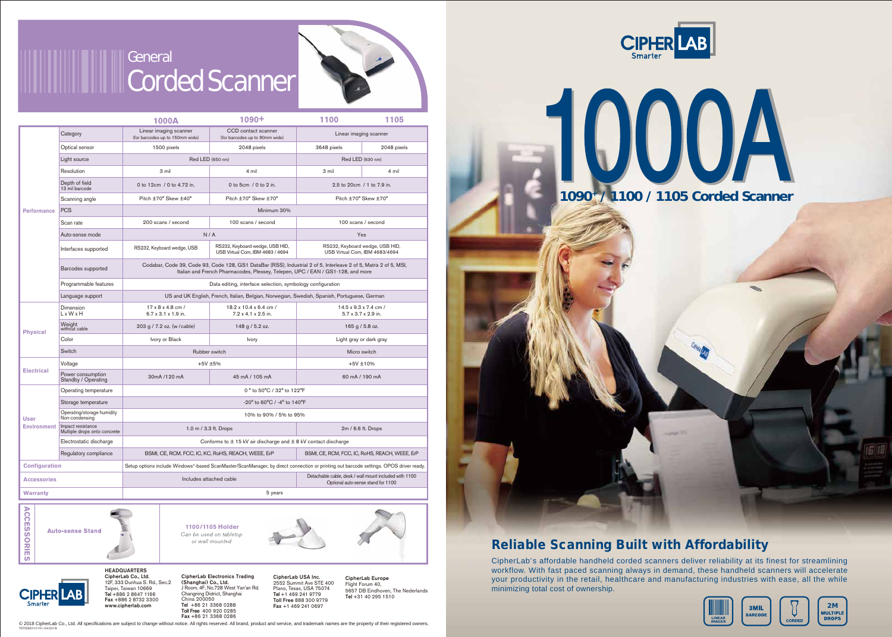# General Corded Scanner

| | | 1000A | 1090+ | 1100 | 1105 |
|---|---|---|---|---|---|
| Performance | Category | Linear imaging scanner (for barcodes up to 150mm wide) | CCD contact scanner (for barcodes up to 90mm wide) | Linear imaging scanner | |
| | Optical sensor | 1500 pixels | 2048 pixels | 3648 pixels | 2048 pixels |
| | Light source | Red LED (650 nm) | | Red LED (630 nm) | |
| | Resolution | 3 mil | 4 mil | 3 mil | 4 mil |
| | Depth of field 13 mil barcode | 0 to 12cm / 0 to 4.72 in. | 0 to 5cm / 0 to 2 in. | 2.5 to 20cm / 1 to 7.9 in. | |
| | Scanning angle | Pitch ±70° Skew ±40° | Pitch ±70° Skew ±70° | Pitch ±70° Skew ±70° | |
| | PCS | Minimum 30% | | | |
| | Scan rate | 200 scans / second | 100 scans / second | 100 scans / second | |
| | Auto-sense mode | N / A | | Yes | |
| | Interfaces supported | RS232, Keyboard wedge, USB | RS232, Keyboard wedge, USB HID, USB Virtual Com, IBM 4683 / 4694 | RS232, Keyboard wedge, USB HID, USB Virtual Com, IBM 4683/4694 | |
| | Barcodes supported | Codabar, Code 39, Code 93, Code 128, GS1 DataBar (RSS), Industrial 2 of 5, Interleave 2 of 5, Matrix 2 of 5, MSI, Italian and French Pharmacodes, Plessey, Telepen, UPC / EAN / GS1-128, and more | | | |
| | Programmable features | Data editing, interface selection, symbology configuration | | | |
| | Language support | US and UK English, French, Italian, Belgian, Norwegian, Swedish, Spanish, Portuguese, German | | | |
| Physical | Dimension L x W x H | 17 x 8 x 4.8 cm / 6.7 x 3.1 x 1.9 in. | 18.2 x 10.4 x 6.4 cm / 7.2 x 4.1 x 2.5 in. | 14.5 x 9.3 x 7.4 cm / 5.7 x 3.7 x 2.9 in. | |
| | Weight without cable | 203 g / 7.2 oz. (w /cable) | 148 g / 5.2 oz. | 165 g / 5.8 oz. | |
| | Color | Ivory or Black | Ivory | Light gray or dark gray | |
| | Switch | Rubber switch | | Micro switch | |
| Electrical | Voltage | +5V ±5% | | +5V ±10% | |
| | Power consumption Standby / Operating | 30mA /120 mA | 45 mA / 105 mA | 60 mA / 190 mA | |
| User Environment | Operating temperature | 0 ° to 50°C / 32° to 122°F | | | |
| | Storage temperature | -20° to 60°C / -4° to 140°F | | | |
| | Operating/storage humidity Non-condensing | 10% to 90% / 5% to 95% | | | |
| | Impact resistance Multiple drops onto concrete | 1.0 m / 3.3 ft. Drops | | 2m / 6.6 ft. Drops | |
| | Electrostatic discharge | Conforms to ± 15 kV air discharge and ± 8 kV contact discharge | | | |
| | Regulatory compliance | BSMI, CE, RCM, FCC, IC, KC, RoHS, REACH, WEEE, ErP | | BSMI, CE, RCM, FCC, IC, RoHS, REACH, WEEE, ErP | |
| Configuration | | Setup options include Windows®-based ScanMaster/ScanManager, by direct connection or printing out barcode settings. OPOS driver ready. | | | |
| Accessories | | Includes attached cable | | Detachable cable, desk / wall mount included with 1100 Optional auto-sense stand for 1100 | |
| Warranty | | 5 years | | | |

## ACCESSORIES

**Auto-sense Stand**

**1100/1105 Holder**
*Can be used on tabletop or wall mounted*

**HEADQUARTERS**
**CipherLab Co., Ltd.**
12F, 333 Dunhua S. Rd., Sec.2
Taipei, Taiwan 10669
**Tel** +886 2 8647 1166
**Fax** +886 2 8732 3300
**www.cipherlab.com**

**CipherLab Electronics Trading (Shanghai) Co., Ltd.**
J Room, 4F, No.728 West Yan'an Rd.
Changning District, Shanghai
China 200050
**Tel** +86 21 3368 0288
**Toll Free** 400 920 0285
**Fax** +86 21 3368 0286

**CipherLab USA Inc.**
2552 Summit Ave STE 400
Plano, Texas, USA 75074
**Tel** +1 469 241 9779
**Toll Free** 888 300 9779
**Fax** +1 469 241 0697

**CipherLab Europe**
Flight Forum 40,
5657 DB Eindhoven, The Nederlands
**Tel** +31 40 295 1510

© 2018 CipherLab Co., Ltd. All specifications are subject to change without notice. All rights reserved. All brand, product and service, and trademark names are the property of their registered owners.
TOTSSX010101-04/2018

CIPHERLAB Smarter

# 1000A

## 1090+ / 1100 / 1105 Corded Scanner

## Reliable Scanning Built with Affordability

CipherLab's affordable handheld corded scanners deliver reliability at its finest for streamlining workflow. With fast paced scanning always in demand, these handheld scanners will accelerate your productivity in the retail, healthcare and manufacturing industries with ease, all the while minimizing total cost of ownership.

LINEAR IMAGER | 3MIL BARCODE | CORDED | 2M MULTIPLE DROPS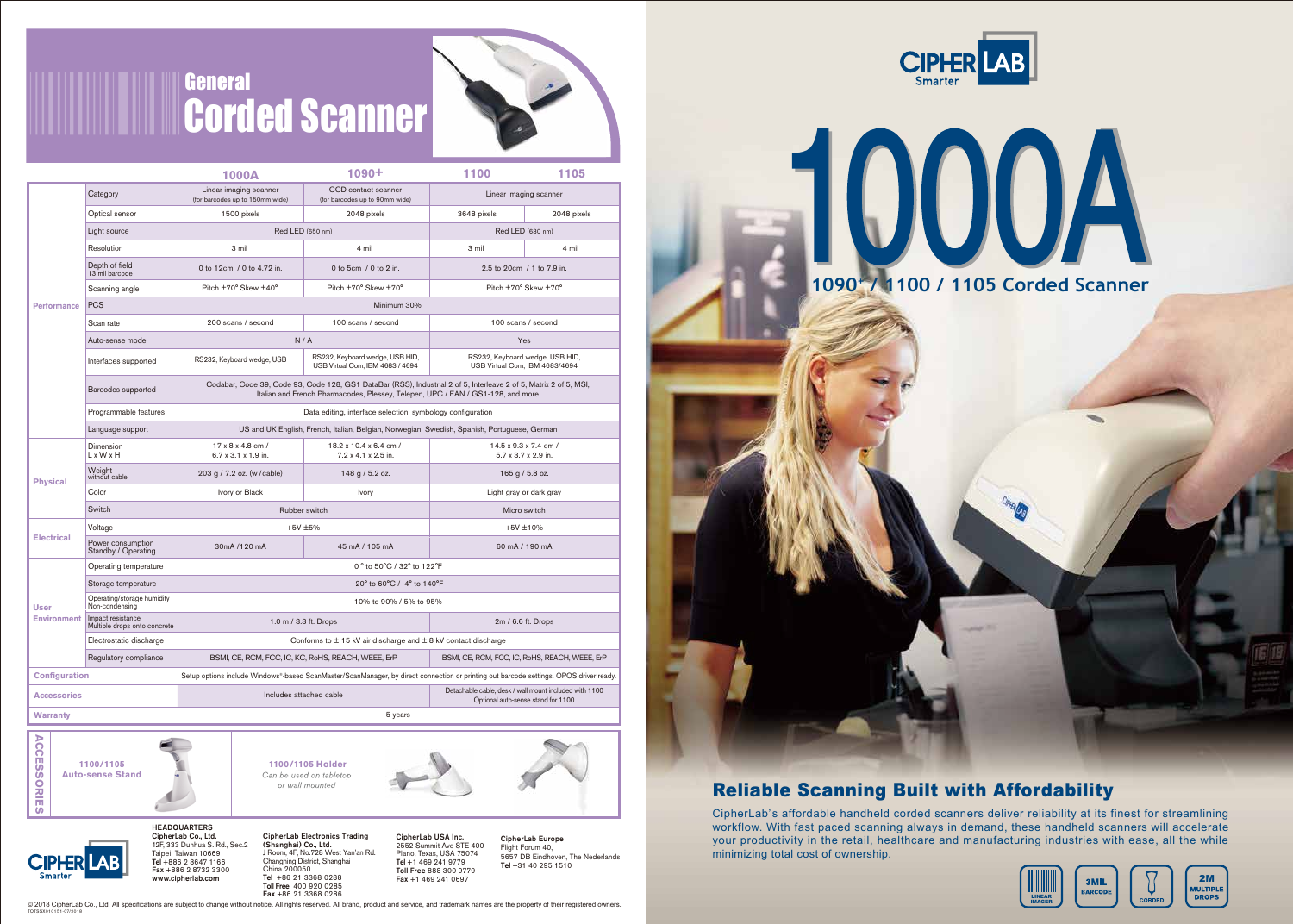# General Corded Scanner

| | | 1000A | 1090+ | 1100 | 1105 |
|---|---|---|---|---|---|
| Performance | Category | Linear imaging scanner (for barcodes up to 150mm wide) | CCD contact scanner (for barcodes up to 90mm wide) | Linear imaging scanner | |
| | Optical sensor | 1500 pixels | 2048 pixels | 3648 pixels | 2048 pixels |
| | Light source | Red LED (650 nm) | | Red LED (630 nm) | |
| | Resolution | 3 mil | 4 mil | 3 mil | 4 mil |
| | Depth of field 13 mil barcode | 0 to 12cm / 0 to 4.72 in. | 0 to 5cm / 0 to 2 in. | 2.5 to 20cm / 1 to 7.9 in. | |
| | Scanning angle | Pitch ±70° Skew ±40° | Pitch ±70° Skew ±70° | Pitch ±70° Skew ±70° | |
| | PCS | Minimum 30% | | | |
| | Scan rate | 200 scans / second | 100 scans / second | 100 scans / second | |
| | Auto-sense mode | N / A | | Yes | |
| | Interfaces supported | RS232, Keyboard wedge, USB | RS232, Keyboard wedge, USB HID, USB Virtual Com, IBM 4683 / 4694 | RS232, Keyboard wedge, USB HID, USB Virtual Com, IBM 4683/4694 | |
| | Barcodes supported | Codabar, Code 39, Code 93, Code 128, GS1 DataBar (RSS), Industrial 2 of 5, Interleave 2 of 5, Matrix 2 of 5, MSI, Italian and French Pharmacodes, Plessey, Telepen, UPC / EAN / GS1-128, and more | | | |
| | Programmable features | Data editing, interface selection, symbology configuration | | | |
| | Language support | US and UK English, French, Italian, Belgian, Norwegian, Swedish, Spanish, Portuguese, German | | | |
| Physical | Dimension L x W x H | 17 x 8 x 4.8 cm / 6.7 x 3.1 x 1.9 in. | 18.2 x 10.4 x 6.4 cm / 7.2 x 4.1 x 2.5 in. | 14.5 x 9.3 x 7.4 cm / 5.7 x 3.7 x 2.9 in. | |
| | Weight without cable | 203 g / 7.2 oz. (w / cable) | 148 g / 5.2 oz. | 165 g / 5.8 oz. | |
| | Color | Ivory or Black | Ivory | Light gray or dark gray | |
| | Switch | Rubber switch | | Micro switch | |
| Electrical | Voltage | +5V ±5% | | +5V ±10% | |
| | Power consumption Standby / Operating | 30mA /120 mA | 45 mA / 105 mA | 60 mA / 190 mA | |
| User Environment | Operating temperature | 0 ° to 50°C / 32° to 122°F | | | |
| | Storage temperature | -20° to 60°C / -4° to 140°F | | | |
| | Operating/storage humidity Non-condensing | 10% to 90% / 5% to 95% | | | |
| | Impact resistance Multiple drops onto concrete | 1.0 m / 3.3 ft. Drops | | 2m / 6.6 ft. Drops | |
| | Electrostatic discharge | Conforms to ± 15 kV air discharge and ± 8 kV contact discharge | | | |
| | Regulatory compliance | BSMI, CE, RCM, FCC, IC, KC, RoHS, REACH, WEEE, ErP | | BSMI, CE, RCM, FCC, IC, RoHS, REACH, WEEE, ErP | |
| Configuration | | Setup options include Windows®-based ScanMaster/ScanManager, by direct connection or printing out barcode settings. OPOS driver ready. | | | |
| Accessories | | Includes attached cable | | Detachable cable, desk / wall mount included with 1100 Optional auto-sense stand for 1100 | |
| Warranty | | 5 years | | | |

## ACCESSORIES

**1100/1105 Auto-sense Stand**

**1100/1105 Holder**
*Can be used on tabletop or wall mounted*

**HEADQUARTERS**
CipherLab Co., Ltd.
12F, 333 Dunhua S. Rd., Sec.2
Taipei, Taiwan 10669
Tel +886 2 8647 1166
Fax +886 2 8732 3300
www.cipherlab.com

**CipherLab Electronics Trading (Shanghai) Co., Ltd.**
J Room, 4F, No.728 West Yan'an Rd.
Changning District, Shanghai
China 200050
Tel +86 21 3368 0288
Toll Free 400 920 0285
Fax +86 21 3368 0286

**CipherLab USA Inc.**
2552 Summit Ave STE 400
Plano, Texas, USA 75074
Tel +1 469 241 9779
Toll Free 888 300 9779
Fax +1 469 241 0697

**CipherLab Europe**
Flight Forum 40,
5657 DB Eindhoven, The Nederlands
Tel +31 40 295 1510

© 2018 CipherLab Co., Ltd. All specifications are subject to change without notice. All rights reserved. All brand, product and service, and trademark names are the property of their registered owners.
TOTSSX010101-07/2018

CIPHERLAB Smarter

# 1000A

## 1090+ / 1100 / 1105 Corded Scanner

## Reliable Scanning Built with Affordability

CipherLab's affordable handheld corded scanners deliver reliability at its finest for streamlining workflow. With fast paced scanning always in demand, these handheld scanners will accelerate your productivity in the retail, healthcare and manufacturing industries with ease, all the while minimizing total cost of ownership.

LINEAR IMAGER · 3MIL BARCODE · CORDED · 2M MULTIPLE DROPS